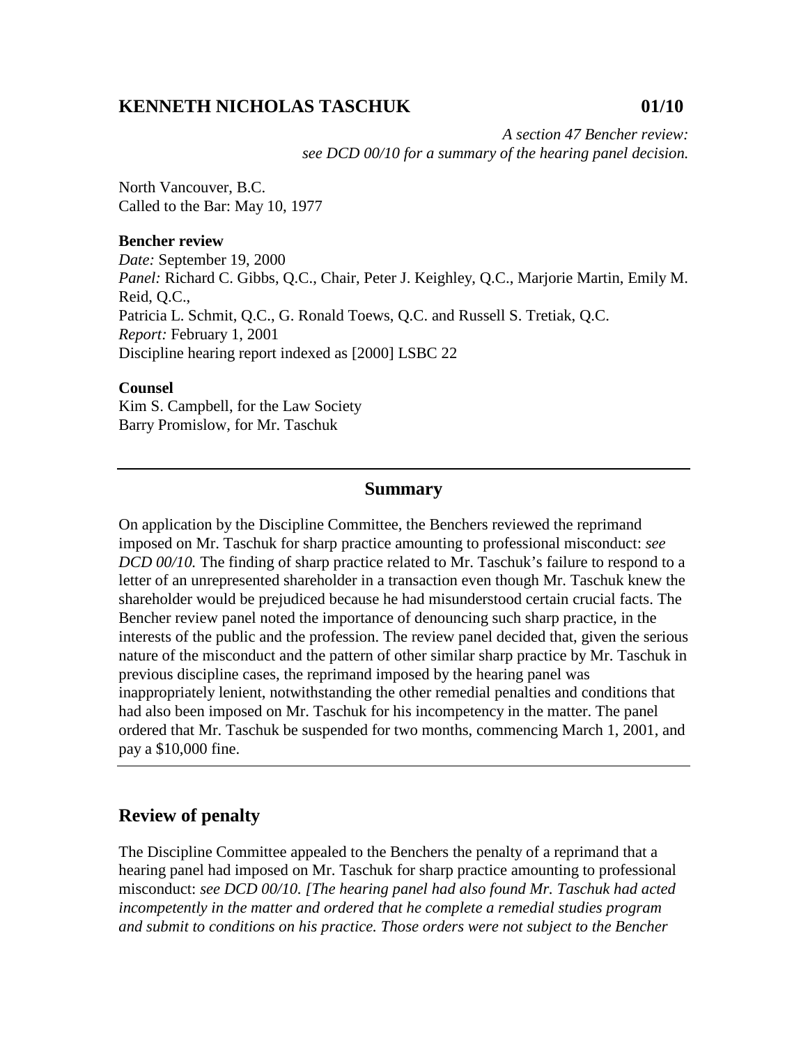# KENNETH NICHOLAS TASCHUK 01/10

*A section 47 Bencher review: see DCD 00/10 for a summary of the hearing panel decision.*

North Vancouver, B.C.
Called to the Bar: May 10, 1977

**Bencher review**
*Date:* September 19, 2000
*Panel:* Richard C. Gibbs, Q.C., Chair, Peter J. Keighley, Q.C., Marjorie Martin, Emily M. Reid, Q.C.,
Patricia L. Schmit, Q.C., G. Ronald Toews, Q.C. and Russell S. Tretiak, Q.C.
*Report:* February 1, 2001
Discipline hearing report indexed as [2000] LSBC 22

**Counsel**
Kim S. Campbell, for the Law Society
Barry Promislow, for Mr. Taschuk

---

## Summary

On application by the Discipline Committee, the Benchers reviewed the reprimand imposed on Mr. Taschuk for sharp practice amounting to professional misconduct: *see DCD 00/10.* The finding of sharp practice related to Mr. Taschuk's failure to respond to a letter of an unrepresented shareholder in a transaction even though Mr. Taschuk knew the shareholder would be prejudiced because he had misunderstood certain crucial facts. The Bencher review panel noted the importance of denouncing such sharp practice, in the interests of the public and the profession. The review panel decided that, given the serious nature of the misconduct and the pattern of other similar sharp practice by Mr. Taschuk in previous discipline cases, the reprimand imposed by the hearing panel was inappropriately lenient, notwithstanding the other remedial penalties and conditions that had also been imposed on Mr. Taschuk for his incompetency in the matter. The panel ordered that Mr. Taschuk be suspended for two months, commencing March 1, 2001, and pay a $10,000 fine.

---

## Review of penalty

The Discipline Committee appealed to the Benchers the penalty of a reprimand that a hearing panel had imposed on Mr. Taschuk for sharp practice amounting to professional misconduct: *see DCD 00/10. [The hearing panel had also found Mr. Taschuk had acted incompetently in the matter and ordered that he complete a remedial studies program and submit to conditions on his practice. Those orders were not subject to the Bencher*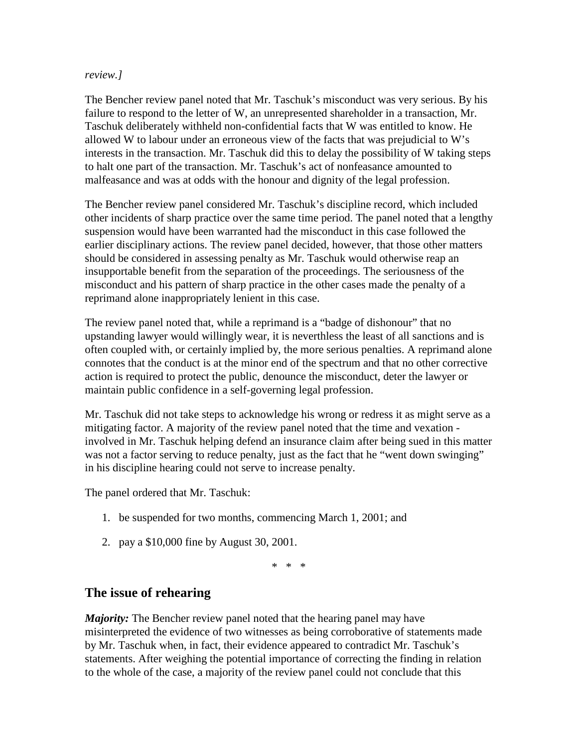*review.]*

The Bencher review panel noted that Mr. Taschuk's misconduct was very serious. By his failure to respond to the letter of W, an unrepresented shareholder in a transaction, Mr. Taschuk deliberately withheld non-confidential facts that W was entitled to know. He allowed W to labour under an erroneous view of the facts that was prejudicial to W's interests in the transaction. Mr. Taschuk did this to delay the possibility of W taking steps to halt one part of the transaction. Mr. Taschuk's act of nonfeasance amounted to malfeasance and was at odds with the honour and dignity of the legal profession.

The Bencher review panel considered Mr. Taschuk's discipline record, which included other incidents of sharp practice over the same time period. The panel noted that a lengthy suspension would have been warranted had the misconduct in this case followed the earlier disciplinary actions. The review panel decided, however, that those other matters should be considered in assessing penalty as Mr. Taschuk would otherwise reap an insupportable benefit from the separation of the proceedings. The seriousness of the misconduct and his pattern of sharp practice in the other cases made the penalty of a reprimand alone inappropriately lenient in this case.

The review panel noted that, while a reprimand is a "badge of dishonour" that no upstanding lawyer would willingly wear, it is neverthless the least of all sanctions and is often coupled with, or certainly implied by, the more serious penalties. A reprimand alone connotes that the conduct is at the minor end of the spectrum and that no other corrective action is required to protect the public, denounce the misconduct, deter the lawyer or maintain public confidence in a self-governing legal profession.

Mr. Taschuk did not take steps to acknowledge his wrong or redress it as might serve as a mitigating factor. A majority of the review panel noted that the time and vexation - involved in Mr. Taschuk helping defend an insurance claim after being sued in this matter was not a factor serving to reduce penalty, just as the fact that he "went down swinging" in his discipline hearing could not serve to increase penalty.

The panel ordered that Mr. Taschuk:

1. be suspended for two months, commencing March 1, 2001; and
2. pay a $10,000 fine by August 30, 2001.

\* \* \*

## The issue of rehearing

***Majority:*** The Bencher review panel noted that the hearing panel may have misinterpreted the evidence of two witnesses as being corroborative of statements made by Mr. Taschuk when, in fact, their evidence appeared to contradict Mr. Taschuk's statements. After weighing the potential importance of correcting the finding in relation to the whole of the case, a majority of the review panel could not conclude that this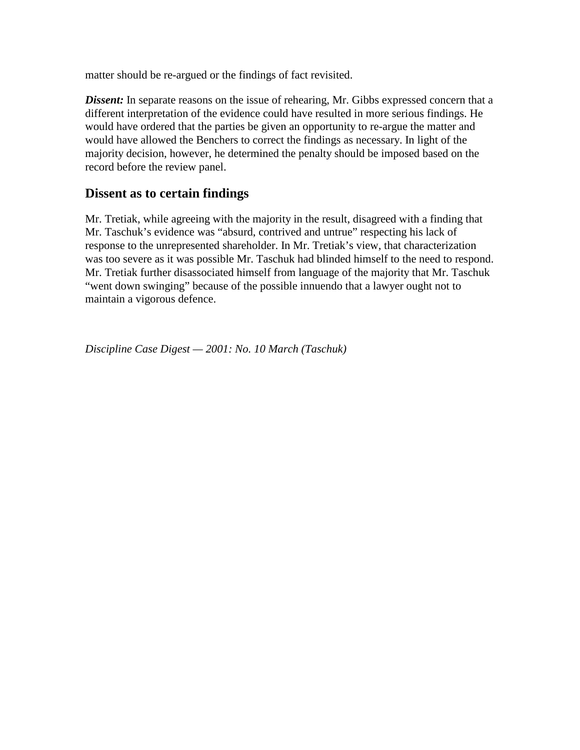matter should be re-argued or the findings of fact revisited.

***Dissent:*** In separate reasons on the issue of rehearing, Mr. Gibbs expressed concern that a different interpretation of the evidence could have resulted in more serious findings. He would have ordered that the parties be given an opportunity to re-argue the matter and would have allowed the Benchers to correct the findings as necessary. In light of the majority decision, however, he determined the penalty should be imposed based on the record before the review panel.

## Dissent as to certain findings

Mr. Tretiak, while agreeing with the majority in the result, disagreed with a finding that Mr. Taschuk's evidence was "absurd, contrived and untrue" respecting his lack of response to the unrepresented shareholder. In Mr. Tretiak's view, that characterization was too severe as it was possible Mr. Taschuk had blinded himself to the need to respond. Mr. Tretiak further disassociated himself from language of the majority that Mr. Taschuk "went down swinging" because of the possible innuendo that a lawyer ought not to maintain a vigorous defence.

*Discipline Case Digest — 2001: No. 10 March (Taschuk)*